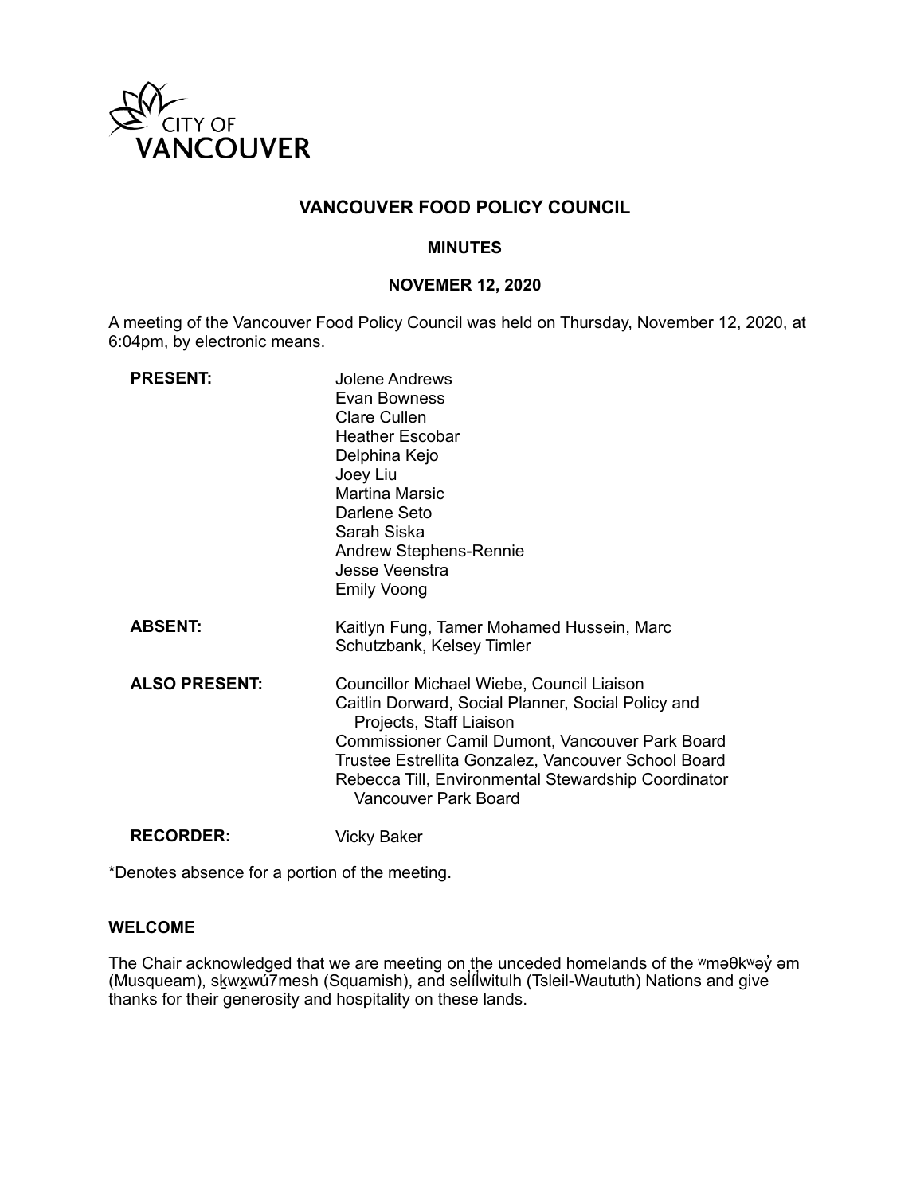CITY OF VANCOUVER

# VANCOUVER FOOD POLICY COUNCIL

## MINUTES

## NOVEMER 12, 2020

A meeting of the Vancouver Food Policy Council was held on Thursday, November 12, 2020, at 6:04pm, by electronic means.

| | |
|---|---|
| **PRESENT:** | Jolene Andrews<br>Evan Bowness<br>Clare Cullen<br>Heather Escobar<br>Delphina Kejo<br>Joey Liu<br>Martina Marsic<br>Darlene Seto<br>Sarah Siska<br>Andrew Stephens-Rennie<br>Jesse Veenstra<br>Emily Voong |
| **ABSENT:** | Kaitlyn Fung, Tamer Mohamed Hussein, Marc Schutzbank, Kelsey Timler |
| **ALSO PRESENT:** | Councillor Michael Wiebe, Council Liaison<br>Caitlin Dorward, Social Planner, Social Policy and Projects, Staff Liaison<br>Commissioner Camil Dumont, Vancouver Park Board<br>Trustee Estrellita Gonzalez, Vancouver School Board<br>Rebecca Till, Environmental Stewardship Coordinator Vancouver Park Board |
| **RECORDER:** | Vicky Baker |

*Denotes absence for a portion of the meeting.

### WELCOME

The Chair acknowledged that we are meeting on the unceded homelands of the ʷməθkʷəy̓ əm (Musqueam), sḵwx̱wú7mesh (Squamish), and selílwitulh (Tsleil-Waututh) Nations and give thanks for their generosity and hospitality on these lands.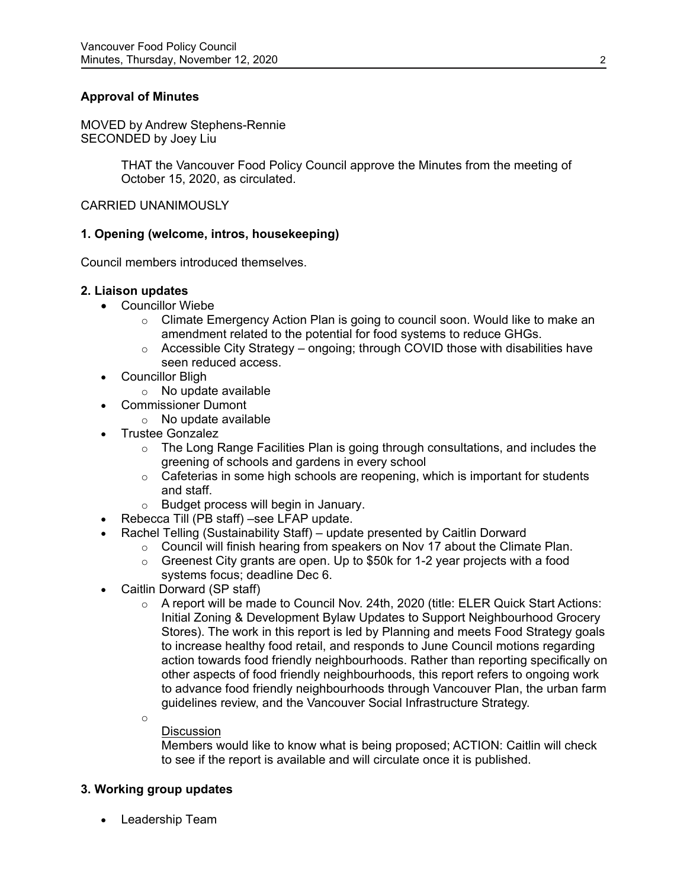**Approval of Minutes**

MOVED by Andrew Stephens-Rennie
SECONDED by Joey Liu

> THAT the Vancouver Food Policy Council approve the Minutes from the meeting of October 15, 2020, as circulated.

CARRIED UNANIMOUSLY

**1. Opening (welcome, intros, housekeeping)**

Council members introduced themselves.

**2. Liaison updates**

- Councillor Wiebe
  - Climate Emergency Action Plan is going to council soon. Would like to make an amendment related to the potential for food systems to reduce GHGs.
  - Accessible City Strategy – ongoing; through COVID those with disabilities have seen reduced access.
- Councillor Bligh
  - No update available
- Commissioner Dumont
  - No update available
- Trustee Gonzalez
  - The Long Range Facilities Plan is going through consultations, and includes the greening of schools and gardens in every school
  - Cafeterias in some high schools are reopening, which is important for students and staff.
  - Budget process will begin in January.
- Rebecca Till (PB staff) –see LFAP update.
- Rachel Telling (Sustainability Staff) – update presented by Caitlin Dorward
  - Council will finish hearing from speakers on Nov 17 about the Climate Plan.
  - Greenest City grants are open. Up to $50k for 1-2 year projects with a food systems focus; deadline Dec 6.
- Caitlin Dorward (SP staff)
  - A report will be made to Council Nov. 24th, 2020 (title: ELER Quick Start Actions: Initial Zoning & Development Bylaw Updates to Support Neighbourhood Grocery Stores). The work in this report is led by Planning and meets Food Strategy goals to increase healthy food retail, and responds to June Council motions regarding action towards food friendly neighbourhoods. Rather than reporting specifically on other aspects of food friendly neighbourhoods, this report refers to ongoing work to advance food friendly neighbourhoods through Vancouver Plan, the urban farm guidelines review, and the Vancouver Social Infrastructure Strategy.
  - <u>Discussion</u>
    Members would like to know what is being proposed; ACTION: Caitlin will check to see if the report is available and will circulate once it is published.

**3. Working group updates**

- Leadership Team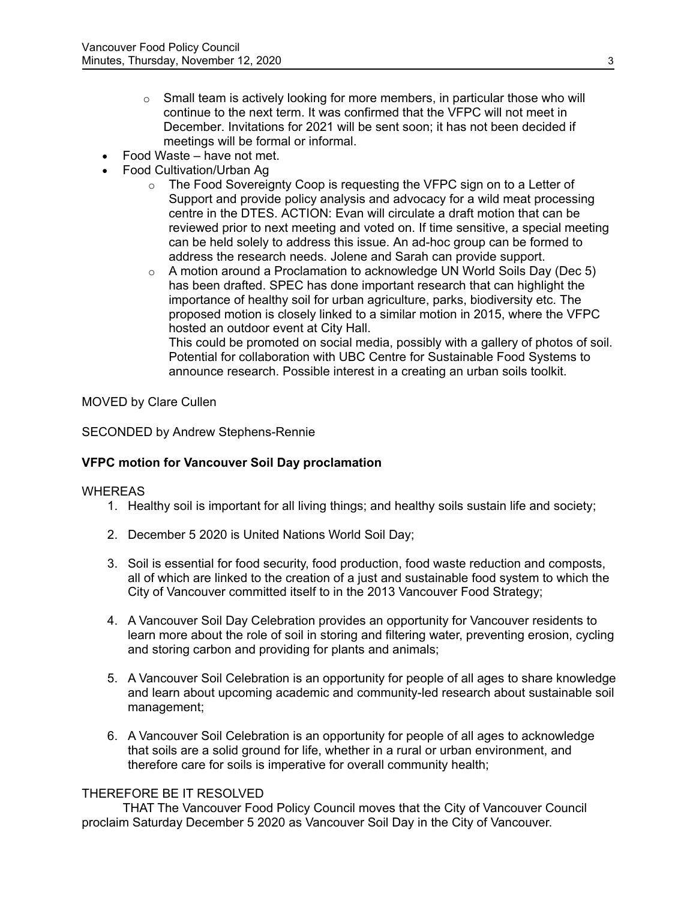- Small team is actively looking for more members, in particular those who will continue to the next term. It was confirmed that the VFPC will not meet in December. Invitations for 2021 will be sent soon; it has not been decided if meetings will be formal or informal.
- Food Waste – have not met.
- Food Cultivation/Urban Ag
  - The Food Sovereignty Coop is requesting the VFPC sign on to a Letter of Support and provide policy analysis and advocacy for a wild meat processing centre in the DTES. ACTION: Evan will circulate a draft motion that can be reviewed prior to next meeting and voted on. If time sensitive, a special meeting can be held solely to address this issue. An ad-hoc group can be formed to address the research needs. Jolene and Sarah can provide support.
  - A motion around a Proclamation to acknowledge UN World Soils Day (Dec 5) has been drafted. SPEC has done important research that can highlight the importance of healthy soil for urban agriculture, parks, biodiversity etc. The proposed motion is closely linked to a similar motion in 2015, where the VFPC hosted an outdoor event at City Hall.
    This could be promoted on social media, possibly with a gallery of photos of soil. Potential for collaboration with UBC Centre for Sustainable Food Systems to announce research. Possible interest in a creating an urban soils toolkit.

MOVED by Clare Cullen

SECONDED by Andrew Stephens-Rennie

**VFPC motion for Vancouver Soil Day proclamation**

WHEREAS

1. Healthy soil is important for all living things; and healthy soils sustain life and society;

2. December 5 2020 is United Nations World Soil Day;

3. Soil is essential for food security, food production, food waste reduction and composts, all of which are linked to the creation of a just and sustainable food system to which the City of Vancouver committed itself to in the 2013 Vancouver Food Strategy;

4. A Vancouver Soil Day Celebration provides an opportunity for Vancouver residents to learn more about the role of soil in storing and filtering water, preventing erosion, cycling and storing carbon and providing for plants and animals;

5. A Vancouver Soil Celebration is an opportunity for people of all ages to share knowledge and learn about upcoming academic and community-led research about sustainable soil management;

6. A Vancouver Soil Celebration is an opportunity for people of all ages to acknowledge that soils are a solid ground for life, whether in a rural or urban environment, and therefore care for soils is imperative for overall community health;

THEREFORE BE IT RESOLVED

THAT The Vancouver Food Policy Council moves that the City of Vancouver Council proclaim Saturday December 5 2020 as Vancouver Soil Day in the City of Vancouver.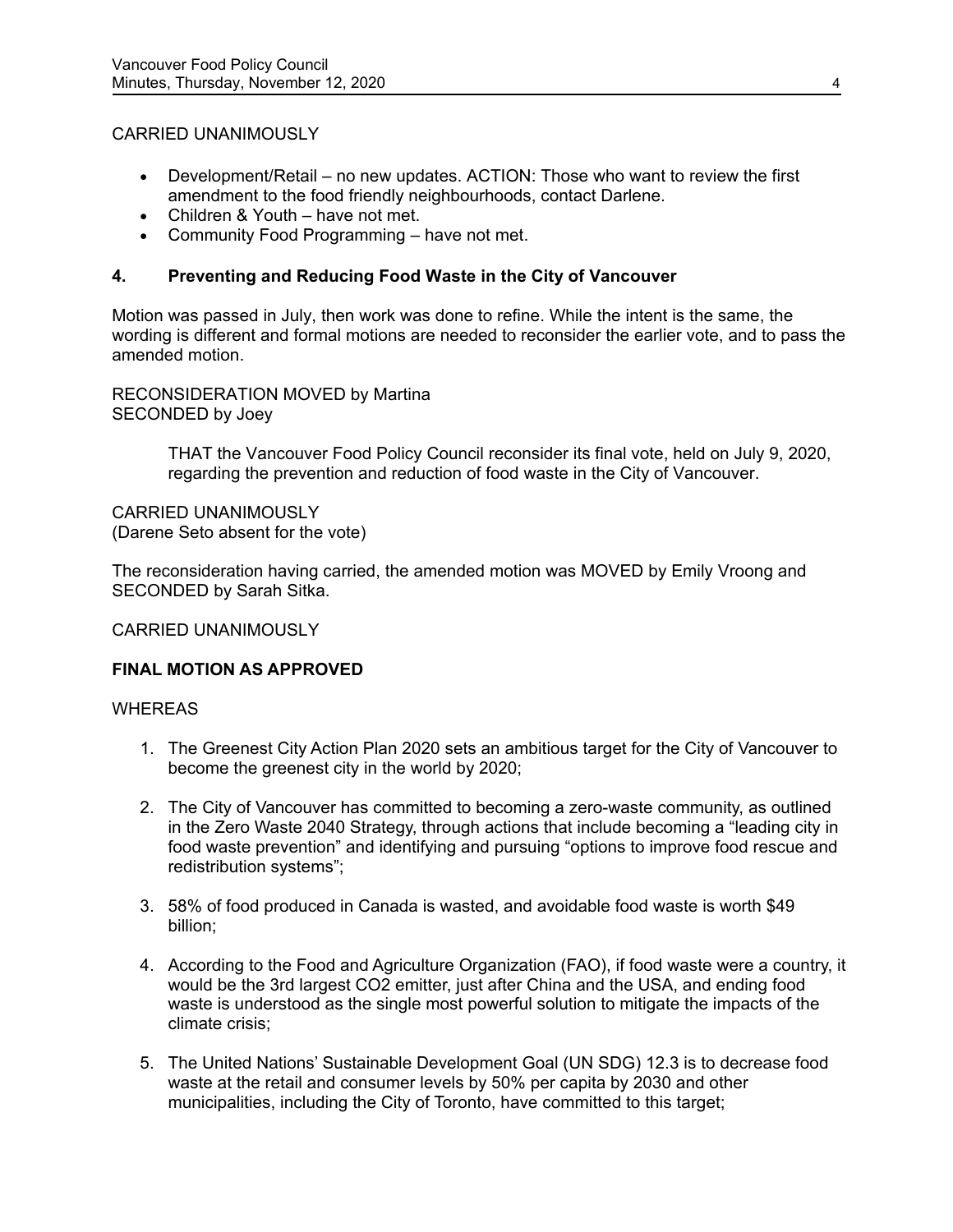CARRIED UNANIMOUSLY

- Development/Retail – no new updates. ACTION: Those who want to review the first amendment to the food friendly neighbourhoods, contact Darlene.
- Children & Youth – have not met.
- Community Food Programming – have not met.

## 4. Preventing and Reducing Food Waste in the City of Vancouver

Motion was passed in July, then work was done to refine. While the intent is the same, the wording is different and formal motions are needed to reconsider the earlier vote, and to pass the amended motion.

RECONSIDERATION MOVED by Martina
SECONDED by Joey

> THAT the Vancouver Food Policy Council reconsider its final vote, held on July 9, 2020, regarding the prevention and reduction of food waste in the City of Vancouver.

CARRIED UNANIMOUSLY
(Darene Seto absent for the vote)

The reconsideration having carried, the amended motion was MOVED by Emily Vroong and SECONDED by Sarah Sitka.

CARRIED UNANIMOUSLY

**FINAL MOTION AS APPROVED**

WHEREAS

1. The Greenest City Action Plan 2020 sets an ambitious target for the City of Vancouver to become the greenest city in the world by 2020;

2. The City of Vancouver has committed to becoming a zero-waste community, as outlined in the Zero Waste 2040 Strategy, through actions that include becoming a "leading city in food waste prevention" and identifying and pursuing "options to improve food rescue and redistribution systems";

3. 58% of food produced in Canada is wasted, and avoidable food waste is worth $49 billion;

4. According to the Food and Agriculture Organization (FAO), if food waste were a country, it would be the 3rd largest $CO_2$ emitter, just after China and the USA, and ending food waste is understood as the single most powerful solution to mitigate the impacts of the climate crisis;

5. The United Nations' Sustainable Development Goal (UN SDG) 12.3 is to decrease food waste at the retail and consumer levels by 50% per capita by 2030 and other municipalities, including the City of Toronto, have committed to this target;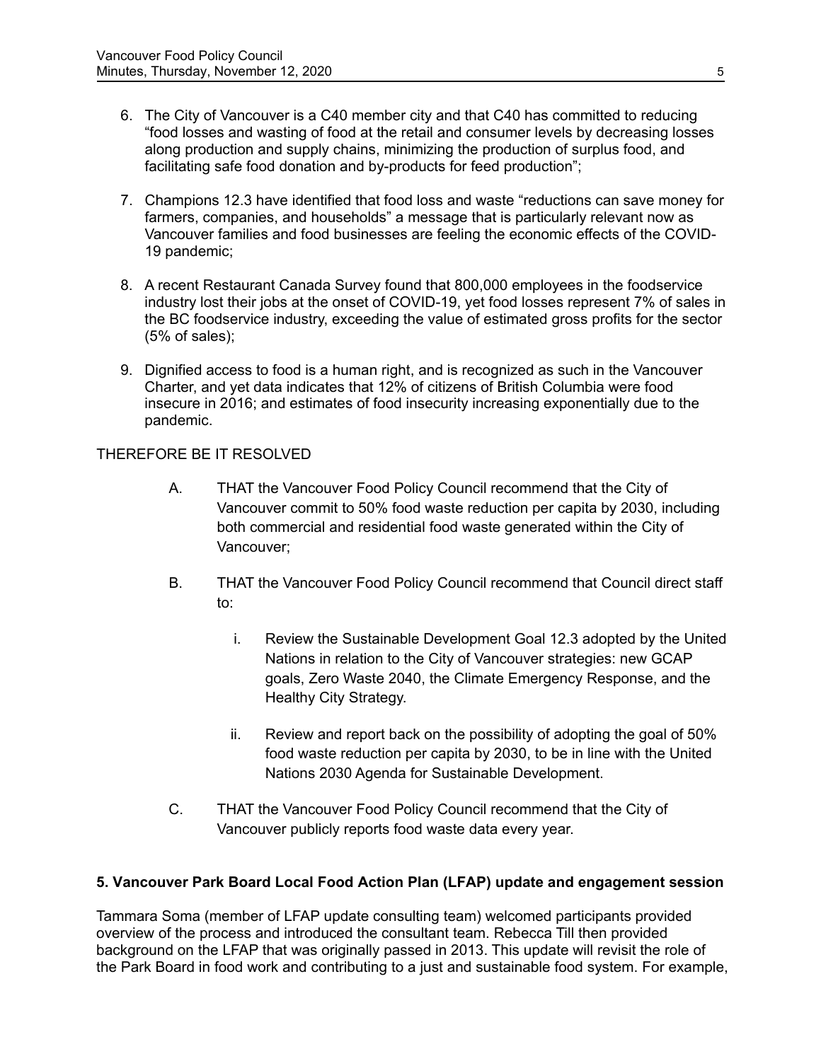6. The City of Vancouver is a C40 member city and that C40 has committed to reducing "food losses and wasting of food at the retail and consumer levels by decreasing losses along production and supply chains, minimizing the production of surplus food, and facilitating safe food donation and by-products for feed production";

7. Champions 12.3 have identified that food loss and waste "reductions can save money for farmers, companies, and households" a message that is particularly relevant now as Vancouver families and food businesses are feeling the economic effects of the COVID-19 pandemic;

8. A recent Restaurant Canada Survey found that 800,000 employees in the foodservice industry lost their jobs at the onset of COVID-19, yet food losses represent 7% of sales in the BC foodservice industry, exceeding the value of estimated gross profits for the sector (5% of sales);

9. Dignified access to food is a human right, and is recognized as such in the Vancouver Charter, and yet data indicates that 12% of citizens of British Columbia were food insecure in 2016; and estimates of food insecurity increasing exponentially due to the pandemic.

THEREFORE BE IT RESOLVED

A. THAT the Vancouver Food Policy Council recommend that the City of Vancouver commit to 50% food waste reduction per capita by 2030, including both commercial and residential food waste generated within the City of Vancouver;

B. THAT the Vancouver Food Policy Council recommend that Council direct staff to:

   i. Review the Sustainable Development Goal 12.3 adopted by the United Nations in relation to the City of Vancouver strategies: new GCAP goals, Zero Waste 2040, the Climate Emergency Response, and the Healthy City Strategy.

   ii. Review and report back on the possibility of adopting the goal of 50% food waste reduction per capita by 2030, to be in line with the United Nations 2030 Agenda for Sustainable Development.

C. THAT the Vancouver Food Policy Council recommend that the City of Vancouver publicly reports food waste data every year.

**5. Vancouver Park Board Local Food Action Plan (LFAP) update and engagement session**

Tammara Soma (member of LFAP update consulting team) welcomed participants provided overview of the process and introduced the consultant team. Rebecca Till then provided background on the LFAP that was originally passed in 2013. This update will revisit the role of the Park Board in food work and contributing to a just and sustainable food system. For example,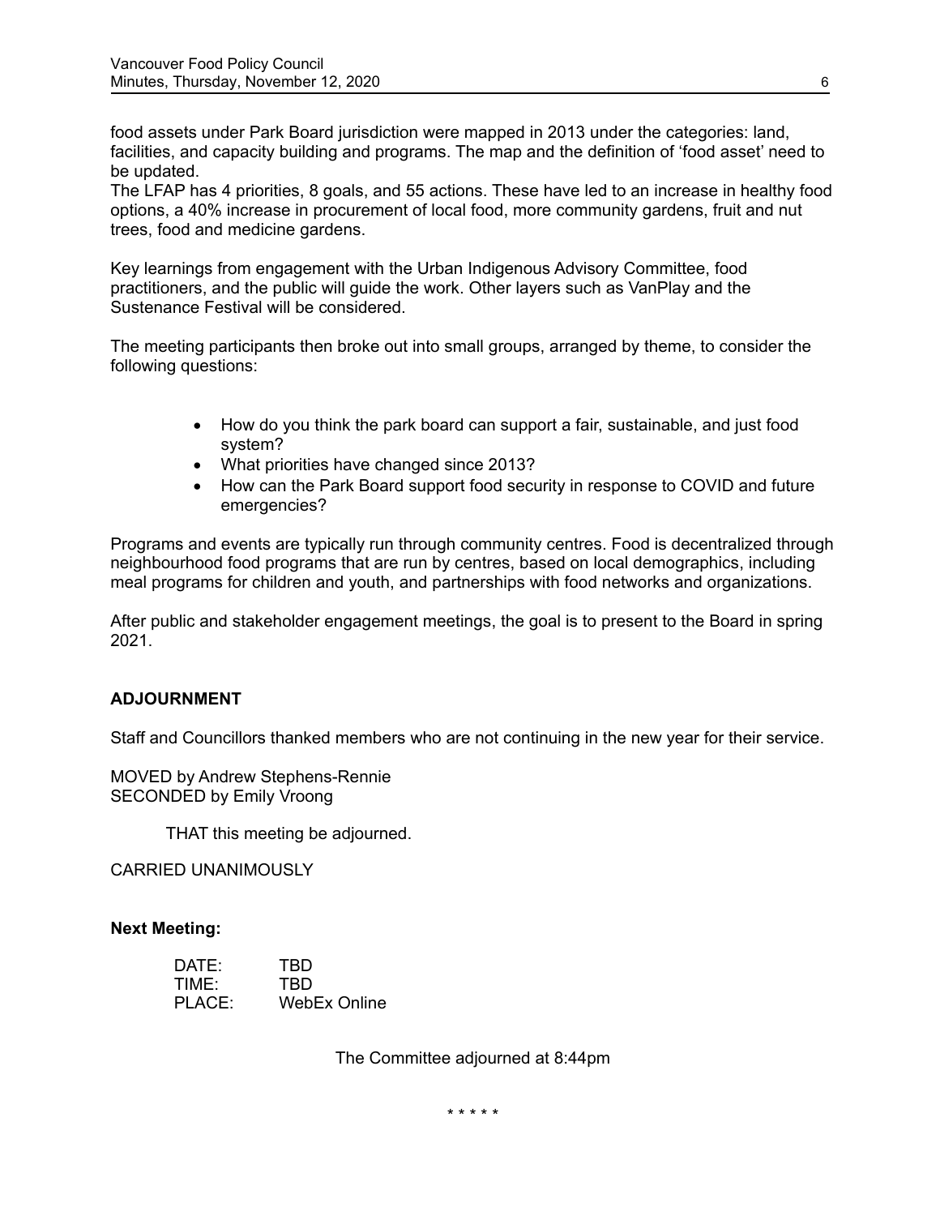food assets under Park Board jurisdiction were mapped in 2013 under the categories: land, facilities, and capacity building and programs. The map and the definition of 'food asset' need to be updated.
The LFAP has 4 priorities, 8 goals, and 55 actions. These have led to an increase in healthy food options, a 40% increase in procurement of local food, more community gardens, fruit and nut trees, food and medicine gardens.

Key learnings from engagement with the Urban Indigenous Advisory Committee, food practitioners, and the public will guide the work. Other layers such as VanPlay and the Sustenance Festival will be considered.

The meeting participants then broke out into small groups, arranged by theme, to consider the following questions:

- How do you think the park board can support a fair, sustainable, and just food system?
- What priorities have changed since 2013?
- How can the Park Board support food security in response to COVID and future emergencies?

Programs and events are typically run through community centres. Food is decentralized through neighbourhood food programs that are run by centres, based on local demographics, including meal programs for children and youth, and partnerships with food networks and organizations.

After public and stakeholder engagement meetings, the goal is to present to the Board in spring 2021.

## ADJOURNMENT

Staff and Councillors thanked members who are not continuing in the new year for their service.

MOVED by Andrew Stephens-Rennie
SECONDED by Emily Vroong

> THAT this meeting be adjourned.

CARRIED UNANIMOUSLY

**Next Meeting:**

| | |
|---|---|
| DATE: | TBD |
| TIME: | TBD |
| PLACE: | WebEx Online |

The Committee adjourned at 8:44pm

* * * * *